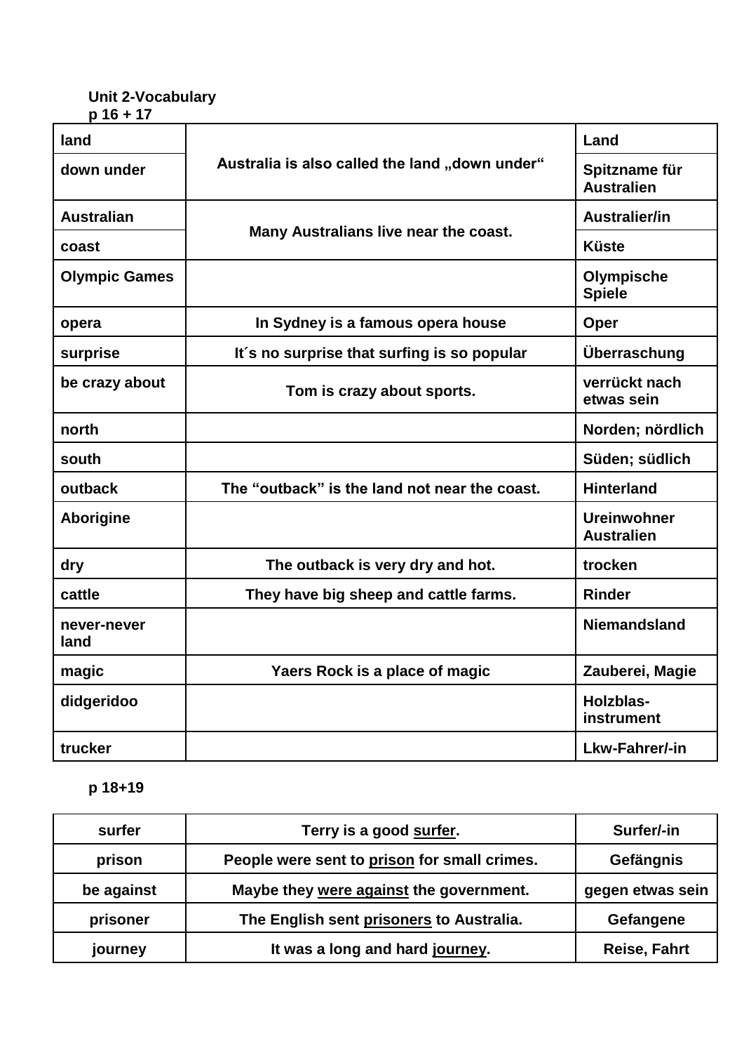**Unit 2-Vocabulary**
**p 16 + 17**

| | | |
|---|---|---|
| **land** | **Australia is also called the land „down under“** | **Land** |
| **down under** | | **Spitzname für Australien** |
| **Australian** | **Many Australians live near the coast.** | **Australier/in** |
| **coast** | | **Küste** |
| **Olympic Games** | | **Olympische Spiele** |
| **opera** | **In Sydney is a famous opera house** | **Oper** |
| **surprise** | **It´s no surprise that surfing is so popular** | **Überraschung** |
| **be crazy about** | **Tom is crazy about sports.** | **verrückt nach etwas sein** |
| **north** | | **Norden; nördlich** |
| **south** | | **Süden; südlich** |
| **outback** | **The “outback” is the land not near the coast.** | **Hinterland** |
| **Aborigine** | | **Ureinwohner Australien** |
| **dry** | **The outback is very dry and hot.** | **trocken** |
| **cattle** | **They have big sheep and cattle farms.** | **Rinder** |
| **never-never land** | | **Niemandsland** |
| **magic** | **Yaers Rock is a place of magic** | **Zauberei, Magie** |
| **didgeridoo** | | **Holzblas-instrument** |
| **trucker** | | **Lkw-Fahrer/-in** |

**p 18+19**

| | | |
|---|---|---|
| **surfer** | **Terry is a good surfer.** | **Surfer/-in** |
| **prison** | **People were sent to prison for small crimes.** | **Gefängnis** |
| **be against** | **Maybe they were against the government.** | **gegen etwas sein** |
| **prisoner** | **The English sent prisoners to Australia.** | **Gefangene** |
| **journey** | **It was a long and hard journey.** | **Reise, Fahrt** |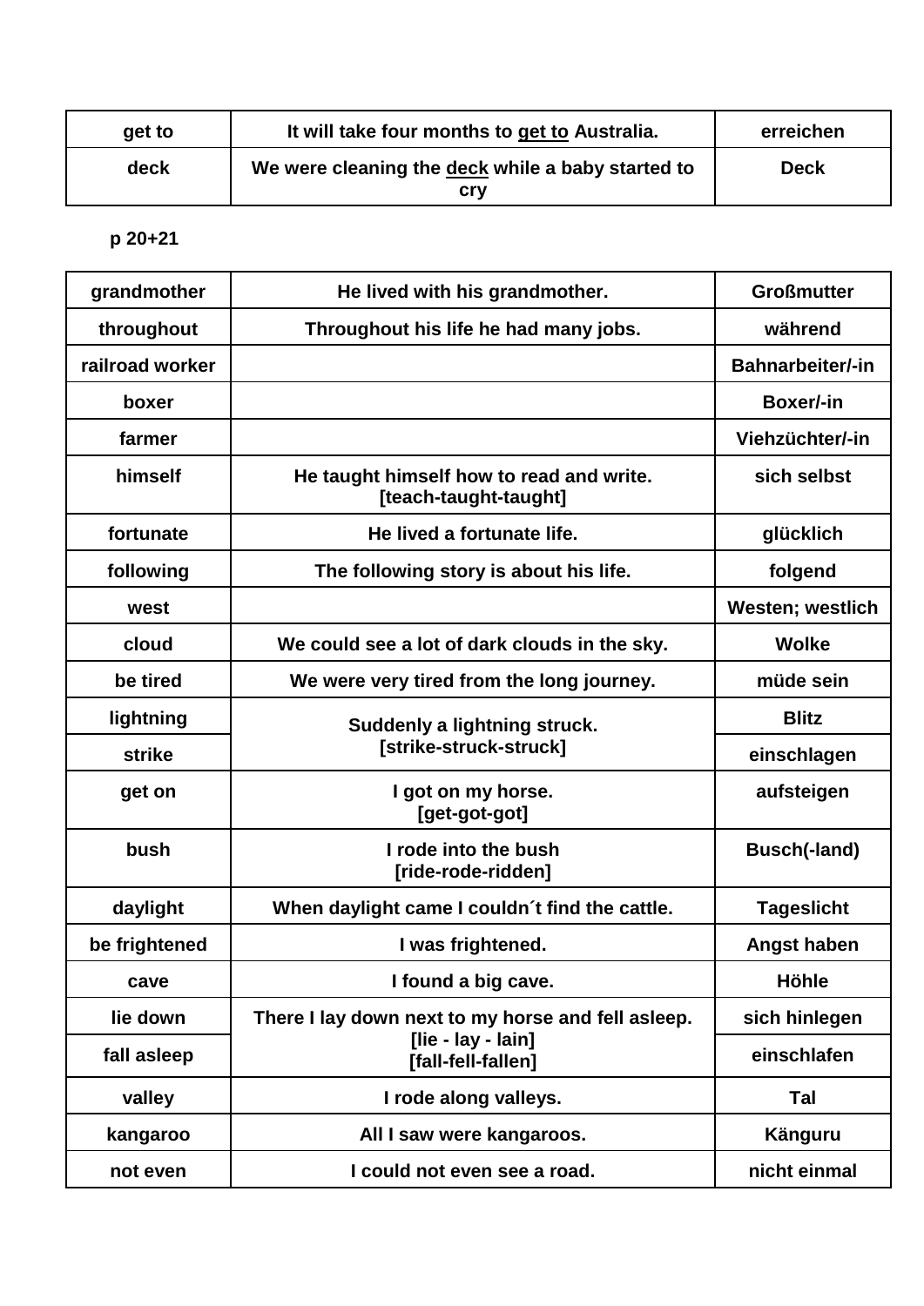| get to | It will take four months to <u>get to</u> Australia. | erreichen |
|---|---|---|
| deck | We were cleaning the <u>deck</u> while a baby started to cry | Deck |

p 20+21

| grandmother | He lived with his grandmother. | Großmutter |
|---|---|---|
| throughout | Throughout his life he had many jobs. | während |
| railroad worker | | Bahnarbeiter/-in |
| boxer | | Boxer/-in |
| farmer | | Viehzüchter/-in |
| himself | He taught himself how to read and write. [teach-taught-taught] | sich selbst |
| fortunate | He lived a fortunate life. | glücklich |
| following | The following story is about his life. | folgend |
| west | | Westen; westlich |
| cloud | We could see a lot of dark clouds in the sky. | Wolke |
| be tired | We were very tired from the long journey. | müde sein |
| lightning | Suddenly a lightning struck. [strike-struck-struck] | Blitz |
| strike | | einschlagen |
| get on | I got on my horse. [get-got-got] | aufsteigen |
| bush | I rode into the bush [ride-rode-ridden] | Busch(-land) |
| daylight | When daylight came I couldn´t find the cattle. | Tageslicht |
| be frightened | I was frightened. | Angst haben |
| cave | I found a big cave. | Höhle |
| lie down | There I lay down next to my horse and fell asleep. [lie - lay - lain] [fall-fell-fallen] | sich hinlegen |
| fall asleep | | einschlafen |
| valley | I rode along valleys. | Tal |
| kangaroo | All I saw were kangaroos. | Känguru |
| not even | I could not even see a road. | nicht einmal |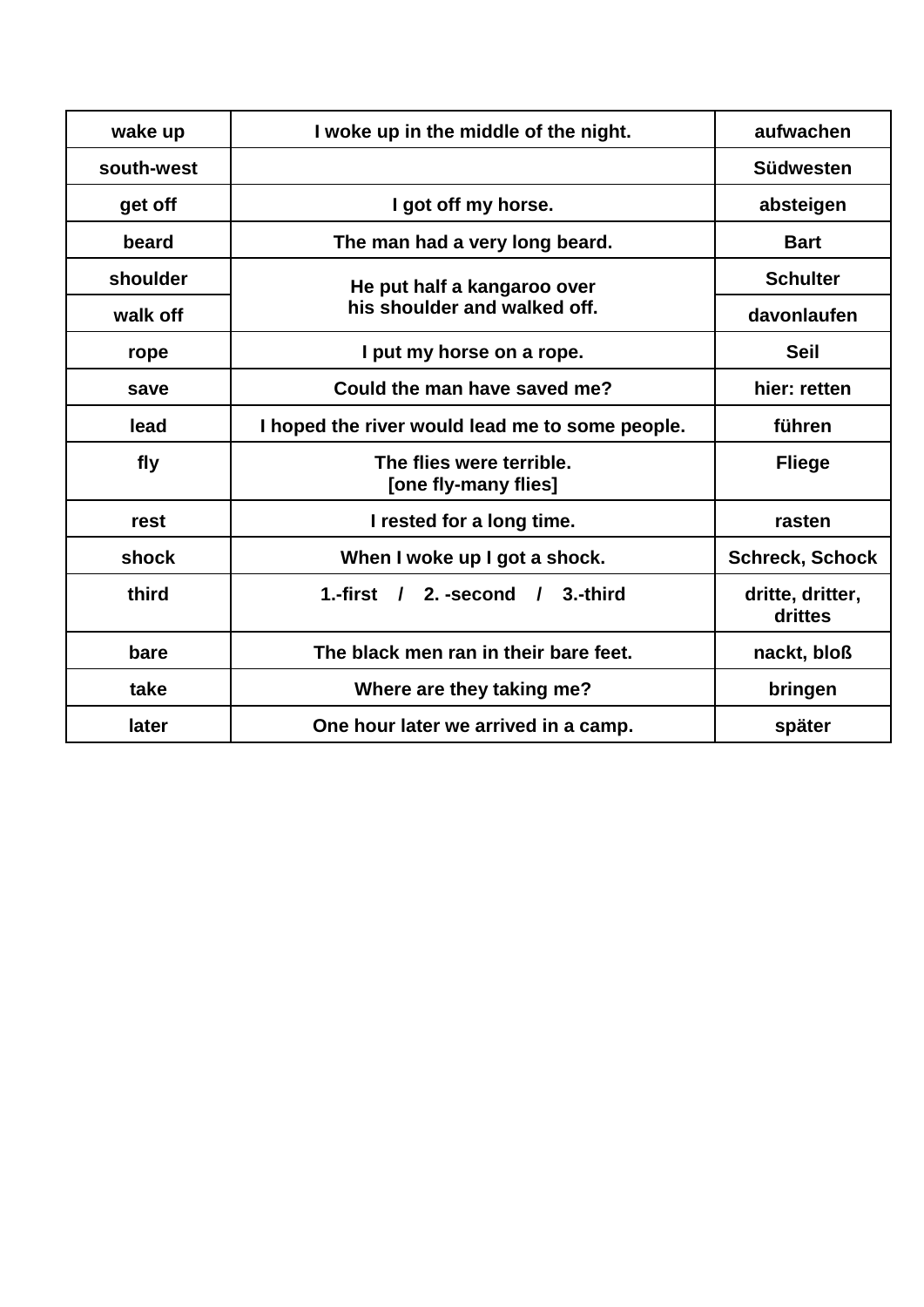| | | |
|---|---|---|
| wake up | I woke up in the middle of the night. | aufwachen |
| south-west | | Südwesten |
| get off | I got off my horse. | absteigen |
| beard | The man had a very long beard. | Bart |
| shoulder | He put half a kangaroo over his shoulder and walked off. | Schulter |
| walk off | | davonlaufen |
| rope | I put my horse on a rope. | Seil |
| save | Could the man have saved me? | hier: retten |
| lead | I hoped the river would lead me to some people. | führen |
| fly | The flies were terrible.<br>[one fly-many flies] | Fliege |
| rest | I rested for a long time. | rasten |
| shock | When I woke up I got a shock. | Schreck, Schock |
| third | 1.-first / 2. -second / 3.-third | dritte, dritter, drittes |
| bare | The black men ran in their bare feet. | nackt, bloß |
| take | Where are they taking me? | bringen |
| later | One hour later we arrived in a camp. | später |